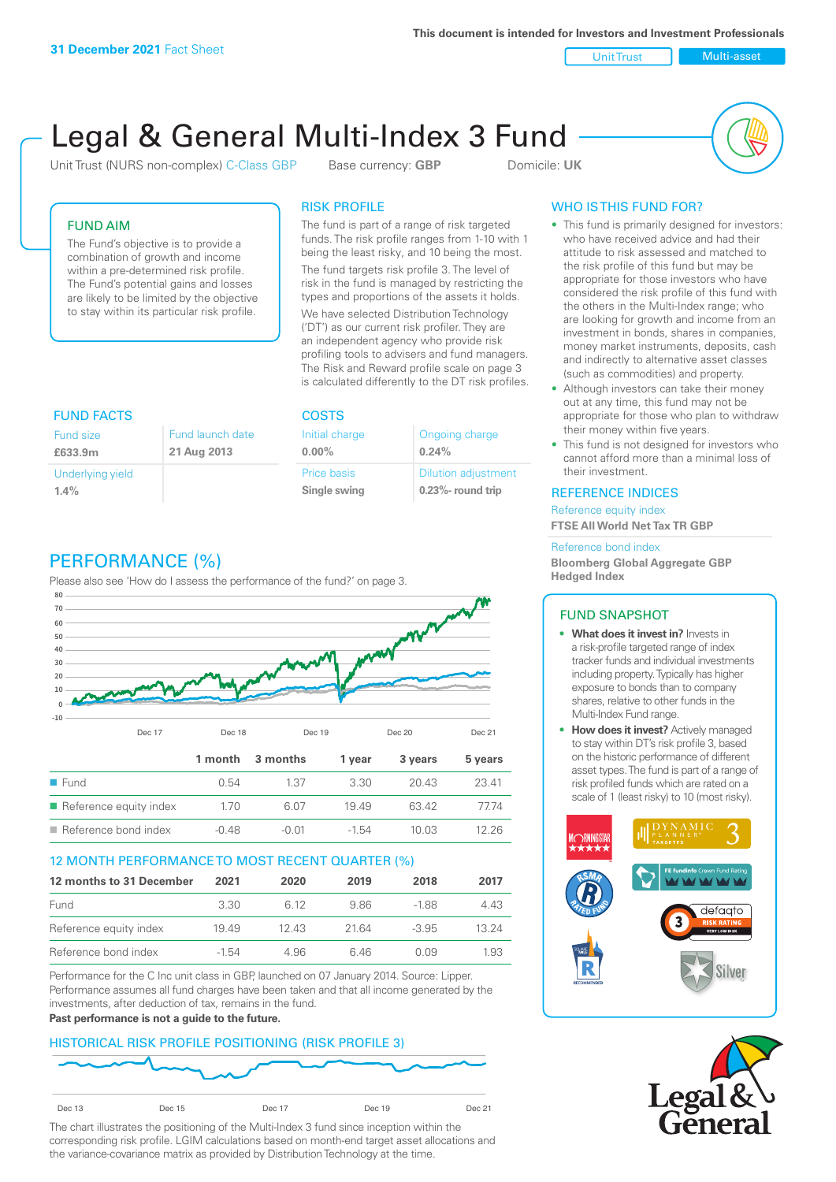**31 December 2021** Fact Sheet

This document is intended for Investors and Investment Professionals

Unit Trust | Multi-asset

# Legal & General Multi-Index 3 Fund

Unit Trust (NURS non-complex) C-Class GBP    Base currency: **GBP**    Domicile: **UK**

## FUND AIM

The Fund's objective is to provide a combination of growth and income within a pre-determined risk profile. The Fund's potential gains and losses are likely to be limited by the objective to stay within its particular risk profile.

## RISK PROFILE

The fund is part of a range of risk targeted funds. The risk profile ranges from 1-10 with 1 being the least risky, and 10 being the most.

The fund targets risk profile 3. The level of risk in the fund is managed by restricting the types and proportions of the assets it holds.

We have selected Distribution Technology ('DT') as our current risk profiler. They are an independent agency who provide risk profiling tools to advisers and fund managers. The Risk and Reward profile scale on page 3 is calculated differently to the DT risk profiles.

## WHO IS THIS FUND FOR?

- This fund is primarily designed for investors: who have received advice and had their attitude to risk assessed and matched to the risk profile of this fund but may be appropriate for those investors who have considered the risk profile of this fund with the others in the Multi-Index range; who are looking for growth and income from an investment in bonds, shares in companies, money market instruments, deposits, cash and indirectly to alternative asset classes (such as commodities) and property.
- Although investors can take their money out at any time, this fund may not be appropriate for those who plan to withdraw their money within five years.
- This fund is not designed for investors who cannot afford more than a minimal loss of their investment.

## FUND FACTS

| Fund size | Fund launch date |
|---|---|
| **£633.9m** | **21 Aug 2013** |
| Underlying yield | |
| **1.4%** | |

## COSTS

| Initial charge | Ongoing charge |
|---|---|
| **0.00%** | **0.24%** |
| Price basis | Dilution adjustment |
| **Single swing** | **0.23%- round trip** |

## REFERENCE INDICES

Reference equity index
**FTSE All World Net Tax TR GBP**

Reference bond index
**Bloomberg Global Aggregate GBP Hedged Index**

## PERFORMANCE (%)

Please also see 'How do I assess the performance of the fund?' on page 3.

| | 1 month | 3 months | 1 year | 3 years | 5 years |
|---|---|---|---|---|---|
| Fund | 0.54 | 1.37 | 3.30 | 20.43 | 23.41 |
| Reference equity index | 1.70 | 6.07 | 19.49 | 63.42 | 77.74 |
| Reference bond index | -0.48 | -0.01 | -1.54 | 10.03 | 12.26 |

## 12 MONTH PERFORMANCE TO MOST RECENT QUARTER (%)

| 12 months to 31 December | 2021 | 2020 | 2019 | 2018 | 2017 |
|---|---|---|---|---|---|
| Fund | 3.30 | 6.12 | 9.86 | -1.88 | 4.43 |
| Reference equity index | 19.49 | 12.43 | 21.64 | -3.95 | 13.24 |
| Reference bond index | -1.54 | 4.96 | 6.46 | 0.09 | 1.93 |

Performance for the C Inc unit class in GBP, launched on 07 January 2014. Source: Lipper. Performance assumes all fund charges have been taken and that all income generated by the investments, after deduction of tax, remains in the fund.

**Past performance is not a guide to the future.**

## FUND SNAPSHOT

- **What does it invest in?** Invests in a risk-profile targeted range of index tracker funds and individual investments including property. Typically has higher exposure to bonds than to company shares, relative to other funds in the Multi-Index Fund range.
- **How does it invest?** Actively managed to stay within DT's risk profile 3, based on the historic performance of different asset types. The fund is part of a range of risk profiled funds which are rated on a scale of 1 (least risky) to 10 (most risky).

## HISTORICAL RISK PROFILE POSITIONING (RISK PROFILE 3)

The chart illustrates the positioning of the Multi-Index 3 fund since inception within the corresponding risk profile. LGIM calculations based on month-end target asset allocations and the variance-covariance matrix as provided by Distribution Technology at the time.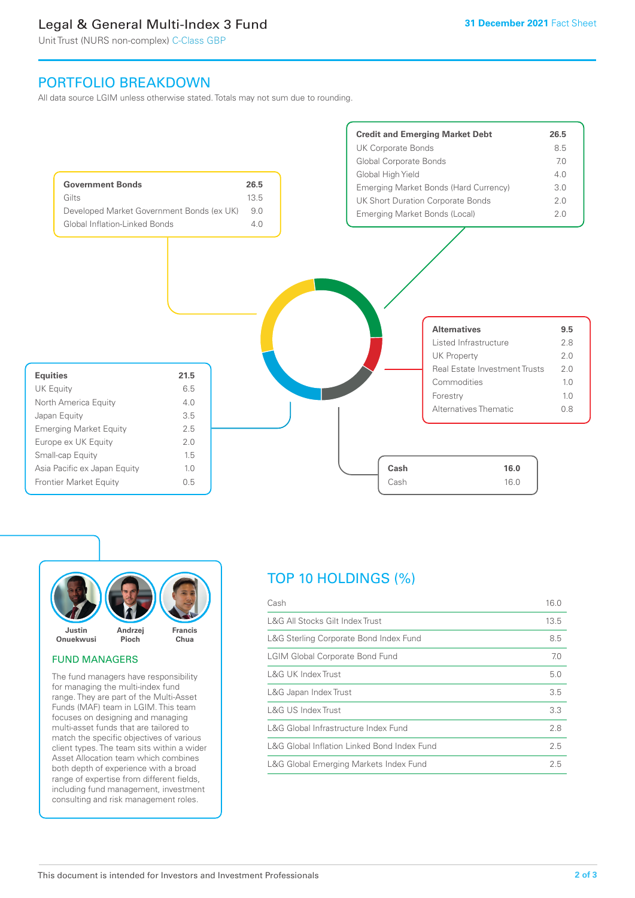# Legal & General Multi-Index 3 Fund

Unit Trust (NURS non-complex) C-Class GBP

31 December 2021 Fact Sheet

## PORTFOLIO BREAKDOWN

All data source LGIM unless otherwise stated. Totals may not sum due to rounding.

| Government Bonds | 26.5 |
| --- | --- |
| Gilts | 13.5 |
| Developed Market Government Bonds (ex UK) | 9.0 |
| Global Inflation-Linked Bonds | 4.0 |

| Credit and Emerging Market Debt | 26.5 |
| --- | --- |
| UK Corporate Bonds | 8.5 |
| Global Corporate Bonds | 7.0 |
| Global High Yield | 4.0 |
| Emerging Market Bonds (Hard Currency) | 3.0 |
| UK Short Duration Corporate Bonds | 2.0 |
| Emerging Market Bonds (Local) | 2.0 |

| Alternatives | 9.5 |
| --- | --- |
| Listed Infrastructure | 2.8 |
| UK Property | 2.0 |
| Real Estate Investment Trusts | 2.0 |
| Commodities | 1.0 |
| Forestry | 1.0 |
| Alternatives Thematic | 0.8 |

| Equities | 21.5 |
| --- | --- |
| UK Equity | 6.5 |
| North America Equity | 4.0 |
| Japan Equity | 3.5 |
| Emerging Market Equity | 2.5 |
| Europe ex UK Equity | 2.0 |
| Small-cap Equity | 1.5 |
| Asia Pacific ex Japan Equity | 1.0 |
| Frontier Market Equity | 0.5 |

| Cash | 16.0 |
| --- | --- |
| Cash | 16.0 |

Justin Onuekwusi, Andrzej Pioch, Francis Chua

## FUND MANAGERS

The fund managers have responsibility for managing the multi-index fund range. They are part of the Multi-Asset Funds (MAF) team in LGIM. This team focuses on designing and managing multi-asset funds that are tailored to match the specific objectives of various client types. The team sits within a wider Asset Allocation team which combines both depth of experience with a broad range of expertise from different fields, including fund management, investment consulting and risk management roles.

## TOP 10 HOLDINGS (%)

| Holding | % |
| --- | --- |
| Cash | 16.0 |
| L&G All Stocks Gilt Index Trust | 13.5 |
| L&G Sterling Corporate Bond Index Fund | 8.5 |
| LGIM Global Corporate Bond Fund | 7.0 |
| L&G UK Index Trust | 5.0 |
| L&G Japan Index Trust | 3.5 |
| L&G US Index Trust | 3.3 |
| L&G Global Infrastructure Index Fund | 2.8 |
| L&G Global Inflation Linked Bond Index Fund | 2.5 |
| L&G Global Emerging Markets Index Fund | 2.5 |

This document is intended for Investors and Investment Professionals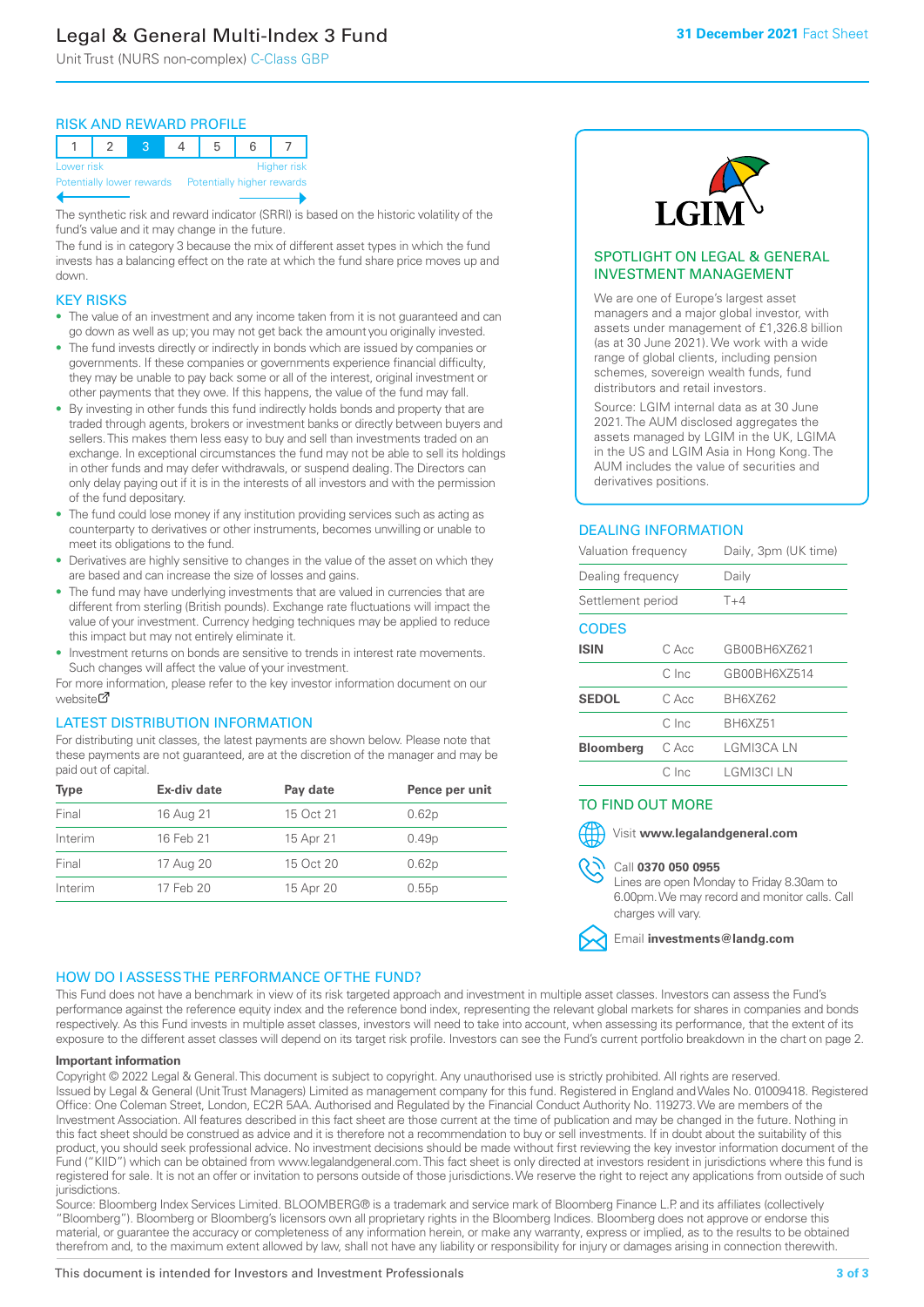# Legal & General Multi-Index 3 Fund

Unit Trust (NURS non-complex) C-Class GBP

**31 December 2021** Fact Sheet

## RISK AND REWARD PROFILE

| 1 | 2 | 3 | 4 | 5 | 6 | 7 |
|---|---|---|---|---|---|---|

Lower risk — Higher risk

Potentially lower rewards — Potentially higher rewards

The synthetic risk and reward indicator (SRRI) is based on the historic volatility of the fund's value and it may change in the future.

The fund is in category 3 because the mix of different asset types in which the fund invests has a balancing effect on the rate at which the fund share price moves up and down.

## KEY RISKS

- The value of an investment and any income taken from it is not guaranteed and can go down as well as up; you may not get back the amount you originally invested.
- The fund invests directly or indirectly in bonds which are issued by companies or governments. If these companies or governments experience financial difficulty, they may be unable to pay back some or all of the interest, original investment or other payments that they owe. If this happens, the value of the fund may fall.
- By investing in other funds this fund indirectly holds bonds and property that are traded through agents, brokers or investment banks or directly between buyers and sellers. This makes them less easy to buy and sell than investments traded on an exchange. In exceptional circumstances the fund may not be able to sell its holdings in other funds and may defer withdrawals, or suspend dealing. The Directors can only delay paying out if it is in the interests of all investors and with the permission of the fund depositary.
- The fund could lose money if any institution providing services such as acting as counterparty to derivatives or other instruments, becomes unwilling or unable to meet its obligations to the fund.
- Derivatives are highly sensitive to changes in the value of the asset on which they are based and can increase the size of losses and gains.
- The fund may have underlying investments that are valued in currencies that are different from sterling (British pounds). Exchange rate fluctuations will impact the value of your investment. Currency hedging techniques may be applied to reduce this impact but may not entirely eliminate it.
- Investment returns on bonds are sensitive to trends in interest rate movements. Such changes will affect the value of your investment.

For more information, please refer to the key investor information document on our website

## LATEST DISTRIBUTION INFORMATION

For distributing unit classes, the latest payments are shown below. Please note that these payments are not guaranteed, are at the discretion of the manager and may be paid out of capital.

| Type | Ex-div date | Pay date | Pence per unit |
|---|---|---|---|
| Final | 16 Aug 21 | 15 Oct 21 | 0.62p |
| Interim | 16 Feb 21 | 15 Apr 21 | 0.49p |
| Final | 17 Aug 20 | 15 Oct 20 | 0.62p |
| Interim | 17 Feb 20 | 15 Apr 20 | 0.55p |

## SPOTLIGHT ON LEGAL & GENERAL INVESTMENT MANAGEMENT

We are one of Europe's largest asset managers and a major global investor, with assets under management of £1,326.8 billion (as at 30 June 2021). We work with a wide range of global clients, including pension schemes, sovereign wealth funds, fund distributors and retail investors.

Source: LGIM internal data as at 30 June 2021. The AUM disclosed aggregates the assets managed by LGIM in the UK, LGIMA in the US and LGIM Asia in Hong Kong. The AUM includes the value of securities and derivatives positions.

## DEALING INFORMATION

| | |
|---|---|
| Valuation frequency | Daily, 3pm (UK time) |
| Dealing frequency | Daily |
| Settlement period | T+4 |

## CODES

| | | |
|---|---|---|
| **ISIN** | C Acc | GB00BH6XZ621 |
| | C Inc | GB00BH6XZ514 |
| **SEDOL** | C Acc | BH6XZ62 |
| | C Inc | BH6XZ51 |
| **Bloomberg** | C Acc | LGMI3CA LN |
| | C Inc | LGMI3CI LN |

## TO FIND OUT MORE

Visit **www.legalandgeneral.com**

Call **0370 050 0955**
Lines are open Monday to Friday 8.30am to 6.00pm. We may record and monitor calls. Call charges will vary.

Email **investments@landg.com**

## HOW DO I ASSESS THE PERFORMANCE OF THE FUND?

This Fund does not have a benchmark in view of its risk targeted approach and investment in multiple asset classes. Investors can assess the Fund's performance against the reference equity index and the reference bond index, representing the relevant global markets for shares in companies and bonds respectively. As this Fund invests in multiple asset classes, investors will need to take into account, when assessing its performance, that the extent of its exposure to the different asset classes will depend on its target risk profile. Investors can see the Fund's current portfolio breakdown in the chart on page 2.

**Important information**

Copyright © 2022 Legal & General. This document is subject to copyright. Any unauthorised use is strictly prohibited. All rights are reserved.

Issued by Legal & General (Unit Trust Managers) Limited as management company for this fund. Registered in England and Wales No. 01009418. Registered Office: One Coleman Street, London, EC2R 5AA. Authorised and Regulated by the Financial Conduct Authority No. 119273. We are members of the Investment Association. All features described in this fact sheet are those current at the time of publication and may be changed in the future. Nothing in this fact sheet should be construed as advice and it is therefore not a recommendation to buy or sell investments. If in doubt about the suitability of this product, you should seek professional advice. No investment decisions should be made without first reviewing the key investor information document of the Fund ("KIID") which can be obtained from www.legalandgeneral.com. This fact sheet is only directed at investors resident in jurisdictions where this fund is registered for sale. It is not an offer or invitation to persons outside of those jurisdictions. We reserve the right to reject any applications from outside of such jurisdictions.

Source: Bloomberg Index Services Limited. BLOOMBERG® is a trademark and service mark of Bloomberg Finance L.P. and its affiliates (collectively "Bloomberg"). Bloomberg or Bloomberg's licensors own all proprietary rights in the Bloomberg Indices. Bloomberg does not approve or endorse this material, or guarantee the accuracy or completeness of any information herein, or make any warranty, express or implied, as to the results to be obtained therefrom and, to the maximum extent allowed by law, shall not have any liability or responsibility for injury or damages arising in connection therewith.

This document is intended for Investors and Investment Professionals